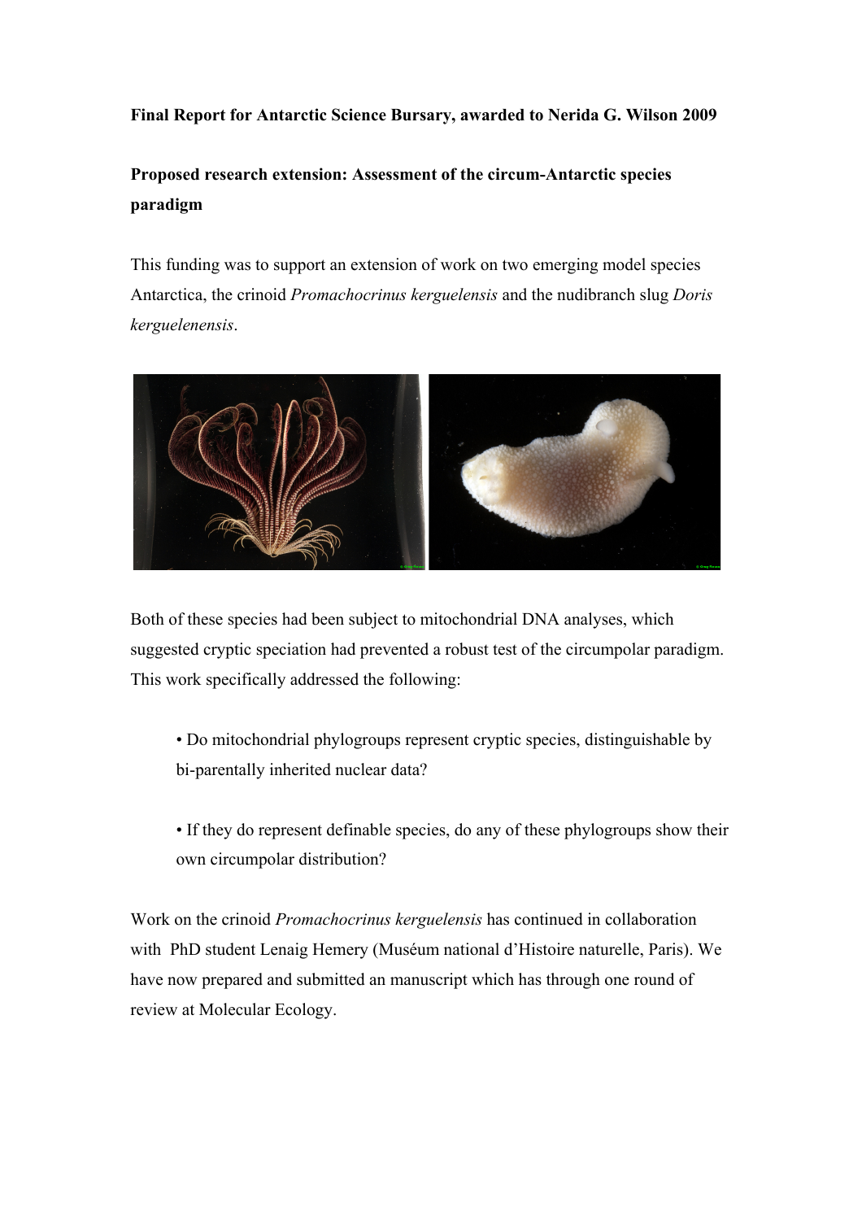**Final Report for Antarctic Science Bursary, awarded to Nerida G. Wilson 2009**

**Proposed research extension: Assessment of the circum-Antarctic species paradigm**

This funding was to support an extension of work on two emerging model species Antarctica, the crinoid *Promachocrinus kerguelensis* and the nudibranch slug *Doris kerguelenensis*.

Both of these species had been subject to mitochondrial DNA analyses, which suggested cryptic speciation had prevented a robust test of the circumpolar paradigm. This work specifically addressed the following:

- Do mitochondrial phylogroups represent cryptic species, distinguishable by bi-parentally inherited nuclear data?
- If they do represent definable species, do any of these phylogroups show their own circumpolar distribution?

Work on the crinoid *Promachocrinus kerguelensis* has continued in collaboration with PhD student Lenaig Hemery (Muséum national d'Histoire naturelle, Paris). We have now prepared and submitted an manuscript which has through one round of review at Molecular Ecology.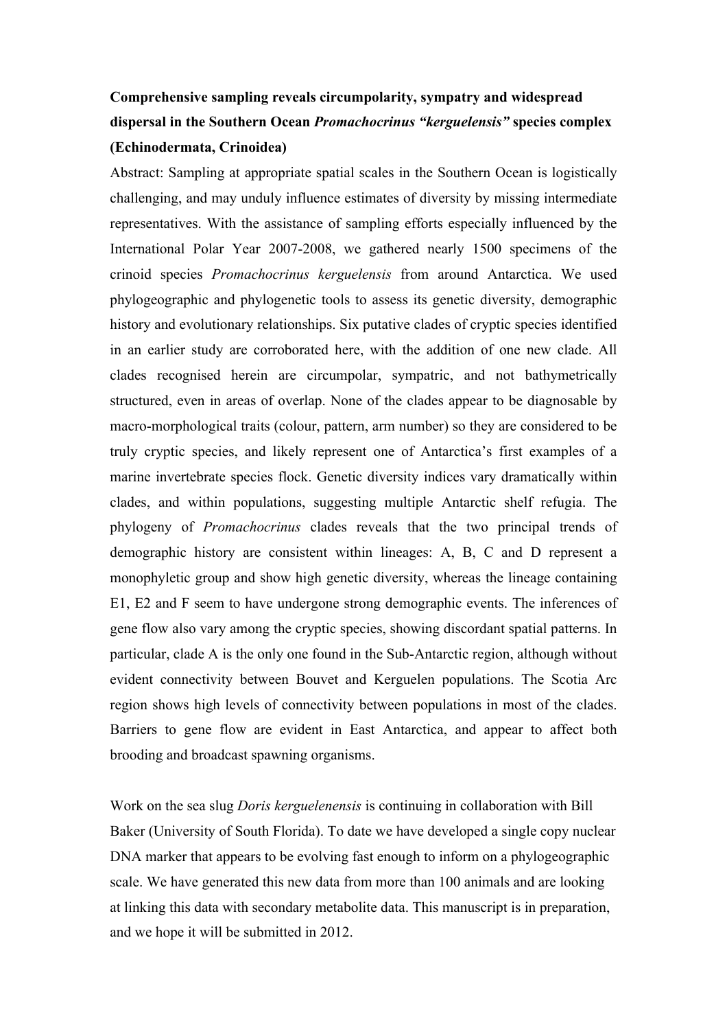**Comprehensive sampling reveals circumpolarity, sympatry and widespread dispersal in the Southern Ocean *Promachocrinus "kerguelensis"* species complex (Echinodermata, Crinoidea)**

Abstract: Sampling at appropriate spatial scales in the Southern Ocean is logistically challenging, and may unduly influence estimates of diversity by missing intermediate representatives. With the assistance of sampling efforts especially influenced by the International Polar Year 2007-2008, we gathered nearly 1500 specimens of the crinoid species *Promachocrinus kerguelensis* from around Antarctica. We used phylogeographic and phylogenetic tools to assess its genetic diversity, demographic history and evolutionary relationships. Six putative clades of cryptic species identified in an earlier study are corroborated here, with the addition of one new clade. All clades recognised herein are circumpolar, sympatric, and not bathymetrically structured, even in areas of overlap. None of the clades appear to be diagnosable by macro-morphological traits (colour, pattern, arm number) so they are considered to be truly cryptic species, and likely represent one of Antarctica's first examples of a marine invertebrate species flock. Genetic diversity indices vary dramatically within clades, and within populations, suggesting multiple Antarctic shelf refugia. The phylogeny of *Promachocrinus* clades reveals that the two principal trends of demographic history are consistent within lineages: A, B, C and D represent a monophyletic group and show high genetic diversity, whereas the lineage containing E1, E2 and F seem to have undergone strong demographic events. The inferences of gene flow also vary among the cryptic species, showing discordant spatial patterns. In particular, clade A is the only one found in the Sub-Antarctic region, although without evident connectivity between Bouvet and Kerguelen populations. The Scotia Arc region shows high levels of connectivity between populations in most of the clades. Barriers to gene flow are evident in East Antarctica, and appear to affect both brooding and broadcast spawning organisms.

Work on the sea slug *Doris kerguelenensis* is continuing in collaboration with Bill Baker (University of South Florida). To date we have developed a single copy nuclear DNA marker that appears to be evolving fast enough to inform on a phylogeographic scale. We have generated this new data from more than 100 animals and are looking at linking this data with secondary metabolite data. This manuscript is in preparation, and we hope it will be submitted in 2012.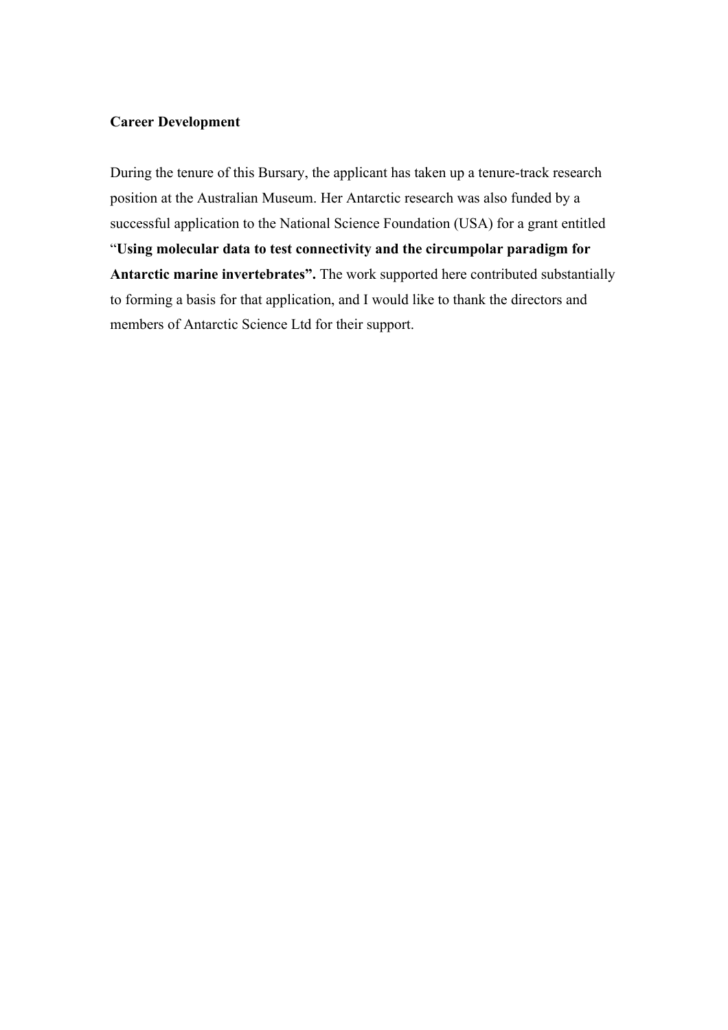**Career Development**

During the tenure of this Bursary, the applicant has taken up a tenure-track research position at the Australian Museum. Her Antarctic research was also funded by a successful application to the National Science Foundation (USA) for a grant entitled "**Using molecular data to test connectivity and the circumpolar paradigm for Antarctic marine invertebrates".** The work supported here contributed substantially to forming a basis for that application, and I would like to thank the directors and members of Antarctic Science Ltd for their support.